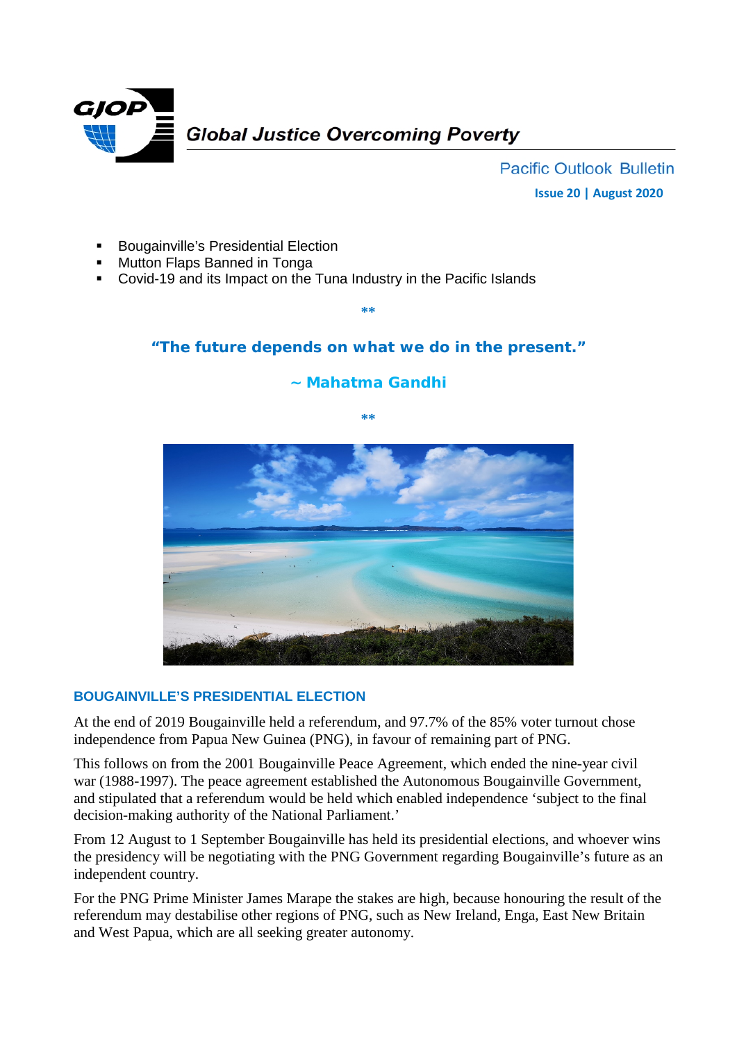# Global Justice Overcoming Poverty

Pacific Outlook Bulletin

**Issue 20 | August 2020**

- Bougainville's Presidential Election
- Mutton Flaps Banned in Tonga
- Covid-19 and its Impact on the Tuna Industry in the Pacific Islands

**

**"The future depends on what we do in the present."**

**~ Mahatma Gandhi**

**

## BOUGAINVILLE'S PRESIDENTIAL ELECTION

At the end of 2019 Bougainville held a referendum, and 97.7% of the 85% voter turnout chose independence from Papua New Guinea (PNG), in favour of remaining part of PNG.

This follows on from the 2001 Bougainville Peace Agreement, which ended the nine-year civil war (1988-1997). The peace agreement established the Autonomous Bougainville Government, and stipulated that a referendum would be held which enabled independence 'subject to the final decision-making authority of the National Parliament.'

From 12 August to 1 September Bougainville has held its presidential elections, and whoever wins the presidency will be negotiating with the PNG Government regarding Bougainville's future as an independent country.

For the PNG Prime Minister James Marape the stakes are high, because honouring the result of the referendum may destabilise other regions of PNG, such as New Ireland, Enga, East New Britain and West Papua, which are all seeking greater autonomy.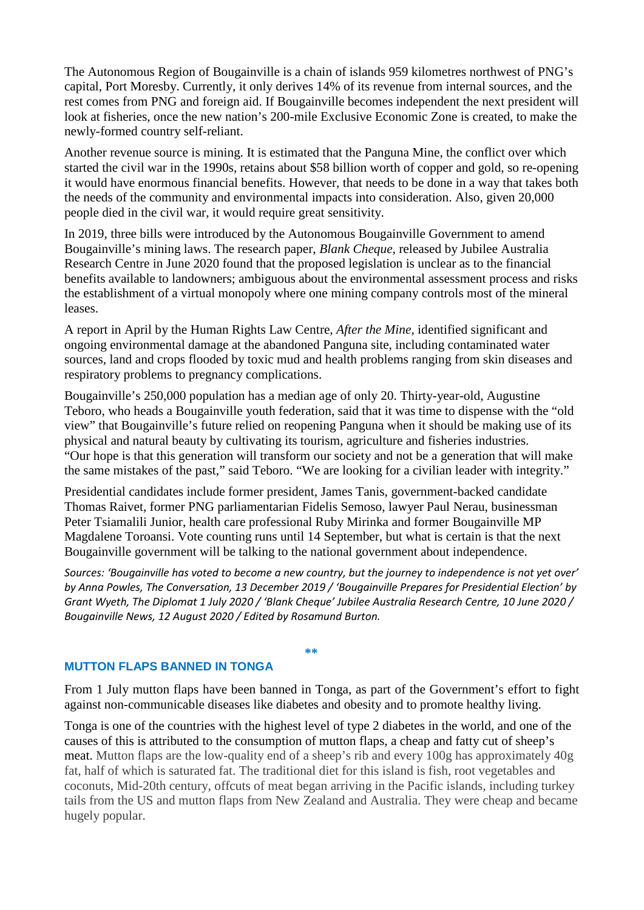The Autonomous Region of Bougainville is a chain of islands 959 kilometres northwest of PNG's capital, Port Moresby. Currently, it only derives 14% of its revenue from internal sources, and the rest comes from PNG and foreign aid. If Bougainville becomes independent the next president will look at fisheries, once the new nation's 200-mile Exclusive Economic Zone is created, to make the newly-formed country self-reliant.

Another revenue source is mining. It is estimated that the Panguna Mine, the conflict over which started the civil war in the 1990s, retains about $58 billion worth of copper and gold, so re-opening it would have enormous financial benefits. However, that needs to be done in a way that takes both the needs of the community and environmental impacts into consideration. Also, given 20,000 people died in the civil war, it would require great sensitivity.

In 2019, three bills were introduced by the Autonomous Bougainville Government to amend Bougainville's mining laws. The research paper, *Blank Cheque*, released by Jubilee Australia Research Centre in June 2020 found that the proposed legislation is unclear as to the financial benefits available to landowners; ambiguous about the environmental assessment process and risks the establishment of a virtual monopoly where one mining company controls most of the mineral leases.

A report in April by the Human Rights Law Centre, *After the Mine*, identified significant and ongoing environmental damage at the abandoned Panguna site, including contaminated water sources, land and crops flooded by toxic mud and health problems ranging from skin diseases and respiratory problems to pregnancy complications.

Bougainville's 250,000 population has a median age of only 20. Thirty-year-old, Augustine Teboro, who heads a Bougainville youth federation, said that it was time to dispense with the "old view" that Bougainville's future relied on reopening Panguna when it should be making use of its physical and natural beauty by cultivating its tourism, agriculture and fisheries industries. "Our hope is that this generation will transform our society and not be a generation that will make the same mistakes of the past," said Teboro. "We are looking for a civilian leader with integrity."

Presidential candidates include former president, James Tanis, government-backed candidate Thomas Raivet, former PNG parliamentarian Fidelis Semoso, lawyer Paul Nerau, businessman Peter Tsiamalili Junior, health care professional Ruby Mirinka and former Bougainville MP Magdalene Toroansi. Vote counting runs until 14 September, but what is certain is that the next Bougainville government will be talking to the national government about independence.

*Sources: 'Bougainville has voted to become a new country, but the journey to independence is not yet over' by Anna Powles, The Conversation, 13 December 2019 / 'Bougainville Prepares for Presidential Election' by Grant Wyeth, The Diplomat 1 July 2020 / 'Blank Cheque' Jubilee Australia Research Centre, 10 June 2020 / Bougainville News, 12 August 2020 / Edited by Rosamund Burton.*

**

## MUTTON FLAPS BANNED IN TONGA

From 1 July mutton flaps have been banned in Tonga, as part of the Government's effort to fight against non-communicable diseases like diabetes and obesity and to promote healthy living.

Tonga is one of the countries with the highest level of type 2 diabetes in the world, and one of the causes of this is attributed to the consumption of mutton flaps, a cheap and fatty cut of sheep's meat. Mutton flaps are the low-quality end of a sheep's rib and every 100g has approximately 40g fat, half of which is saturated fat. The traditional diet for this island is fish, root vegetables and coconuts, Mid-20th century, offcuts of meat began arriving in the Pacific islands, including turkey tails from the US and mutton flaps from New Zealand and Australia. They were cheap and became hugely popular.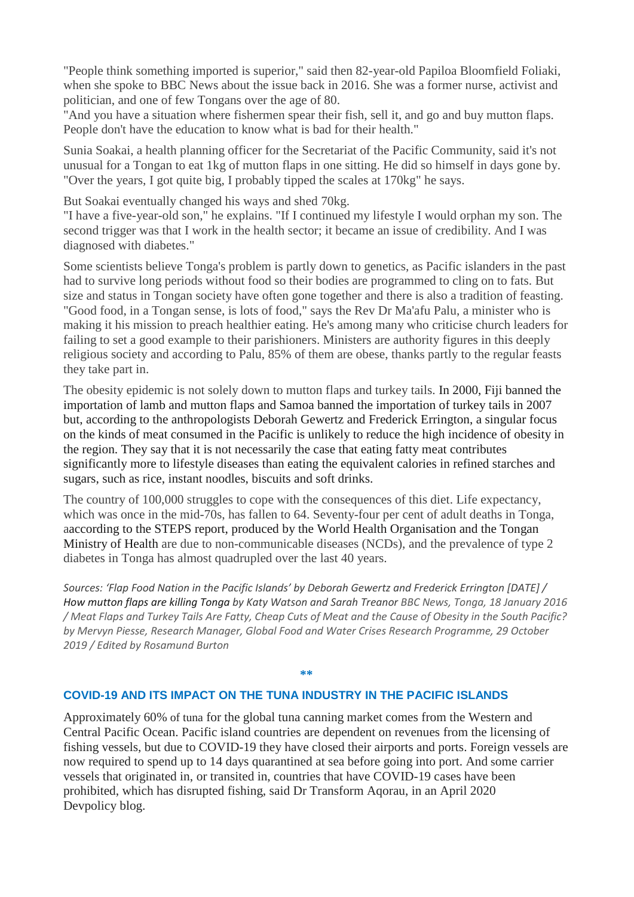"People think something imported is superior," said then 82-year-old Papiloa Bloomfield Foliaki, when she spoke to BBC News about the issue back in 2016. She was a former nurse, activist and politician, and one of few Tongans over the age of 80.
"And you have a situation where fishermen spear their fish, sell it, and go and buy mutton flaps. People don't have the education to know what is bad for their health."

Sunia Soakai, a health planning officer for the Secretariat of the Pacific Community, said it's not unusual for a Tongan to eat 1kg of mutton flaps in one sitting. He did so himself in days gone by. "Over the years, I got quite big, I probably tipped the scales at 170kg" he says.

But Soakai eventually changed his ways and shed 70kg.
"I have a five-year-old son," he explains. "If I continued my lifestyle I would orphan my son. The second trigger was that I work in the health sector; it became an issue of credibility. And I was diagnosed with diabetes."

Some scientists believe Tonga's problem is partly down to genetics, as Pacific islanders in the past had to survive long periods without food so their bodies are programmed to cling on to fats. But size and status in Tongan society have often gone together and there is also a tradition of feasting. "Good food, in a Tongan sense, is lots of food," says the Rev Dr Ma'afu Palu, a minister who is making it his mission to preach healthier eating. He's among many who criticise church leaders for failing to set a good example to their parishioners. Ministers are authority figures in this deeply religious society and according to Palu, 85% of them are obese, thanks partly to the regular feasts they take part in.

The obesity epidemic is not solely down to mutton flaps and turkey tails. In 2000, Fiji banned the importation of lamb and mutton flaps and Samoa banned the importation of turkey tails in 2007 but, according to the anthropologists Deborah Gewertz and Frederick Errington, a singular focus on the kinds of meat consumed in the Pacific is unlikely to reduce the high incidence of obesity in the region. They say that it is not necessarily the case that eating fatty meat contributes significantly more to lifestyle diseases than eating the equivalent calories in refined starches and sugars, such as rice, instant noodles, biscuits and soft drinks.

The country of 100,000 struggles to cope with the consequences of this diet. Life expectancy, which was once in the mid-70s, has fallen to 64. Seventy-four per cent of adult deaths in Tonga, aaccording to the STEPS report, produced by the World Health Organisation and the Tongan Ministry of Health are due to non-communicable diseases (NCDs), and the prevalence of type 2 diabetes in Tonga has almost quadrupled over the last 40 years.

*Sources: 'Flap Food Nation in the Pacific Islands' by Deborah Gewertz and Frederick Errington [DATE] / How mutton flaps are killing Tonga by Katy Watson and Sarah Treanor BBC News, Tonga, 18 January 2016 / Meat Flaps and Turkey Tails Are Fatty, Cheap Cuts of Meat and the Cause of Obesity in the South Pacific? by Mervyn Piesse, Research Manager, Global Food and Water Crises Research Programme, 29 October 2019 / Edited by Rosamund Burton*

**

## COVID-19 AND ITS IMPACT ON THE TUNA INDUSTRY IN THE PACIFIC ISLANDS

Approximately 60% of tuna for the global tuna canning market comes from the Western and Central Pacific Ocean. Pacific island countries are dependent on revenues from the licensing of fishing vessels, but due to COVID-19 they have closed their airports and ports. Foreign vessels are now required to spend up to 14 days quarantined at sea before going into port. And some carrier vessels that originated in, or transited in, countries that have COVID-19 cases have been prohibited, which has disrupted fishing, said Dr Transform Aqorau, in an April 2020 Devpolicy blog.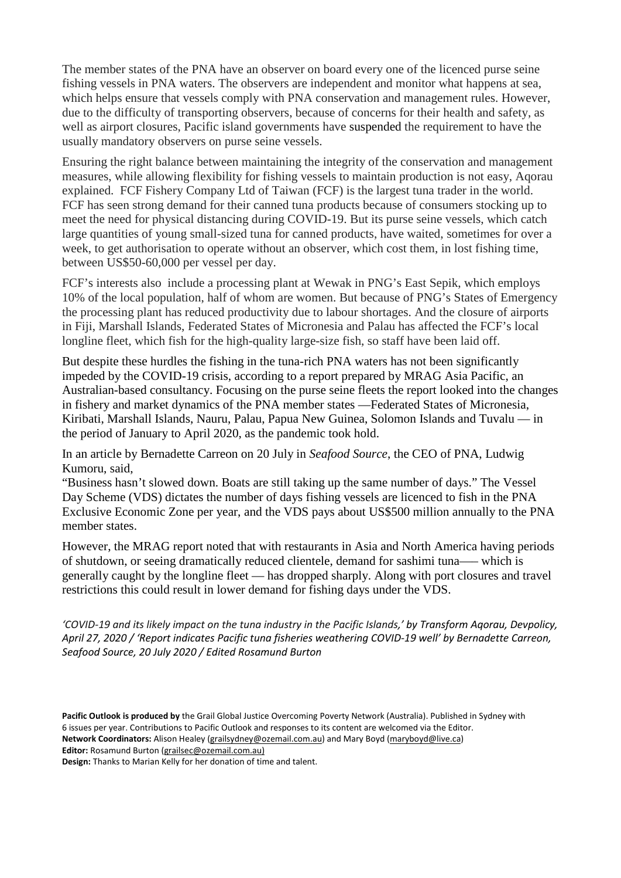The member states of the PNA have an observer on board every one of the licenced purse seine fishing vessels in PNA waters. The observers are independent and monitor what happens at sea, which helps ensure that vessels comply with PNA conservation and management rules. However, due to the difficulty of transporting observers, because of concerns for their health and safety, as well as airport closures, Pacific island governments have suspended the requirement to have the usually mandatory observers on purse seine vessels.

Ensuring the right balance between maintaining the integrity of the conservation and management measures, while allowing flexibility for fishing vessels to maintain production is not easy, Aqorau explained. FCF Fishery Company Ltd of Taiwan (FCF) is the largest tuna trader in the world. FCF has seen strong demand for their canned tuna products because of consumers stocking up to meet the need for physical distancing during COVID-19. But its purse seine vessels, which catch large quantities of young small-sized tuna for canned products, have waited, sometimes for over a week, to get authorisation to operate without an observer, which cost them, in lost fishing time, between US$50-60,000 per vessel per day.

FCF's interests also include a processing plant at Wewak in PNG's East Sepik, which employs 10% of the local population, half of whom are women. But because of PNG's States of Emergency the processing plant has reduced productivity due to labour shortages. And the closure of airports in Fiji, Marshall Islands, Federated States of Micronesia and Palau has affected the FCF's local longline fleet, which fish for the high-quality large-size fish, so staff have been laid off.

But despite these hurdles the fishing in the tuna-rich PNA waters has not been significantly impeded by the COVID-19 crisis, according to a report prepared by MRAG Asia Pacific, an Australian-based consultancy. Focusing on the purse seine fleets the report looked into the changes in fishery and market dynamics of the PNA member states —Federated States of Micronesia, Kiribati, Marshall Islands, Nauru, Palau, Papua New Guinea, Solomon Islands and Tuvalu — in the period of January to April 2020, as the pandemic took hold.

In an article by Bernadette Carreon on 20 July in *Seafood Source*, the CEO of PNA, Ludwig Kumoru, said,
"Business hasn't slowed down. Boats are still taking up the same number of days." The Vessel Day Scheme (VDS) dictates the number of days fishing vessels are licenced to fish in the PNA Exclusive Economic Zone per year, and the VDS pays about US$500 million annually to the PNA member states.

However, the MRAG report noted that with restaurants in Asia and North America having periods of shutdown, or seeing dramatically reduced clientele, demand for sashimi tuna—– which is generally caught by the longline fleet — has dropped sharply. Along with port closures and travel restrictions this could result in lower demand for fishing days under the VDS.

*'COVID-19 and its likely impact on the tuna industry in the Pacific Islands,' by Transform Aqorau, Devpolicy, April 27, 2020 / 'Report indicates Pacific tuna fisheries weathering COVID-19 well' by Bernadette Carreon, Seafood Source, 20 July 2020 / Edited Rosamund Burton*

**Pacific Outlook is produced by** the Grail Global Justice Overcoming Poverty Network (Australia). Published in Sydney with 6 issues per year. Contributions to Pacific Outlook and responses to its content are welcomed via the Editor.
**Network Coordinators:** Alison Healey (grailsydney@ozemail.com.au) and Mary Boyd (maryboyd@live.ca)
**Editor:** Rosamund Burton (grailsec@ozemail.com.au)
**Design:** Thanks to Marian Kelly for her donation of time and talent.